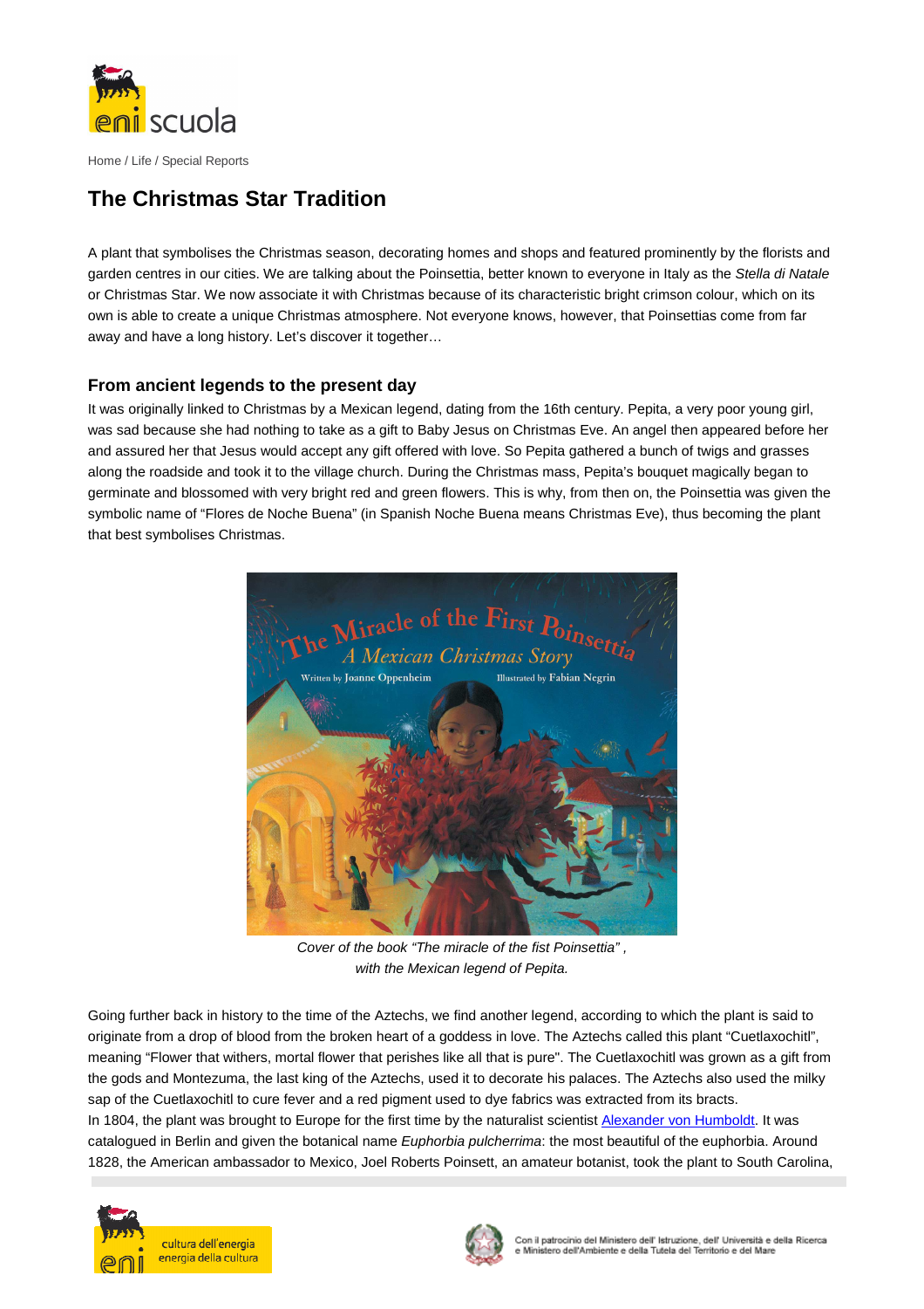Home / Life / Special Reports

# The Christmas Star Tradition

A plant that symbolises the Christmas season, decorating homes and shops and featured prominently by the florists and garden centres in our cities. We are talking about the Poinsettia, better known to everyone in Italy as the *Stella di Natale* or Christmas Star. We now associate it with Christmas because of its characteristic bright crimson colour, which on its own is able to create a unique Christmas atmosphere. Not everyone knows, however, that Poinsettias come from far away and have a long history. Let's discover it together…

## From ancient legends to the present day

It was originally linked to Christmas by a Mexican legend, dating from the 16th century. Pepita, a very poor young girl, was sad because she had nothing to take as a gift to Baby Jesus on Christmas Eve. An angel then appeared before her and assured her that Jesus would accept any gift offered with love. So Pepita gathered a bunch of twigs and grasses along the roadside and took it to the village church. During the Christmas mass, Pepita's bouquet magically began to germinate and blossomed with very bright red and green flowers. This is why, from then on, the Poinsettia was given the symbolic name of "Flores de Noche Buena" (in Spanish Noche Buena means Christmas Eve), thus becoming the plant that best symbolises Christmas.

*Cover of the book "The miracle of the fist Poinsettia" , with the Mexican legend of Pepita.*

Going further back in history to the time of the Aztechs, we find another legend, according to which the plant is said to originate from a drop of blood from the broken heart of a goddess in love. The Aztechs called this plant "Cuetlaxochitl", meaning "Flower that withers, mortal flower that perishes like all that is pure". The Cuetlaxochitl was grown as a gift from the gods and Montezuma, the last king of the Aztechs, used it to decorate his palaces. The Aztechs also used the milky sap of the Cuetlaxochitl to cure fever and a red pigment used to dye fabrics was extracted from its bracts.

In 1804, the plant was brought to Europe for the first time by the naturalist scientist Alexander von Humboldt. It was catalogued in Berlin and given the botanical name *Euphorbia pulcherrima*: the most beautiful of the euphorbia. Around 1828, the American ambassador to Mexico, Joel Roberts Poinsett, an amateur botanist, took the plant to South Carolina,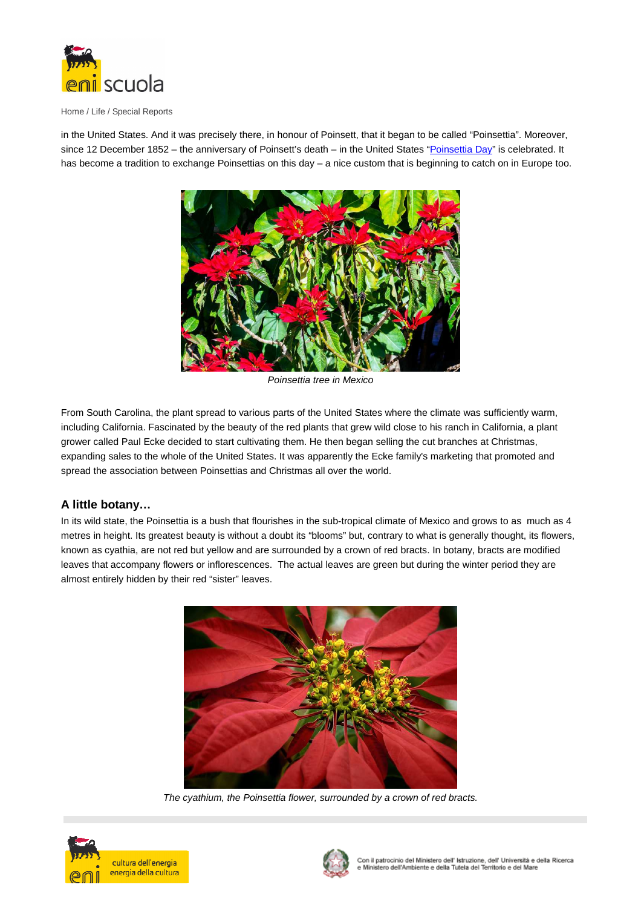in the United States. And it was precisely there, in honour of Poinsett, that it began to be called "Poinsettia". Moreover, since 12 December 1852 – the anniversary of Poinsett's death – in the United States "Poinsettia Day" is celebrated. It has become a tradition to exchange Poinsettias on this day – a nice custom that is beginning to catch on in Europe too.

*Poinsettia tree in Mexico*

From South Carolina, the plant spread to various parts of the United States where the climate was sufficiently warm, including California. Fascinated by the beauty of the red plants that grew wild close to his ranch in California, a plant grower called Paul Ecke decided to start cultivating them. He then began selling the cut branches at Christmas, expanding sales to the whole of the United States. It was apparently the Ecke family's marketing that promoted and spread the association between Poinsettias and Christmas all over the world.

### A little botany…

In its wild state, the Poinsettia is a bush that flourishes in the sub-tropical climate of Mexico and grows to as much as 4 metres in height. Its greatest beauty is without a doubt its "blooms" but, contrary to what is generally thought, its flowers, known as cyathia, are not red but yellow and are surrounded by a crown of red bracts. In botany, bracts are modified leaves that accompany flowers or inflorescences. The actual leaves are green but during the winter period they are almost entirely hidden by their red "sister" leaves.

*The cyathium, the Poinsettia flower, surrounded by a crown of red bracts.*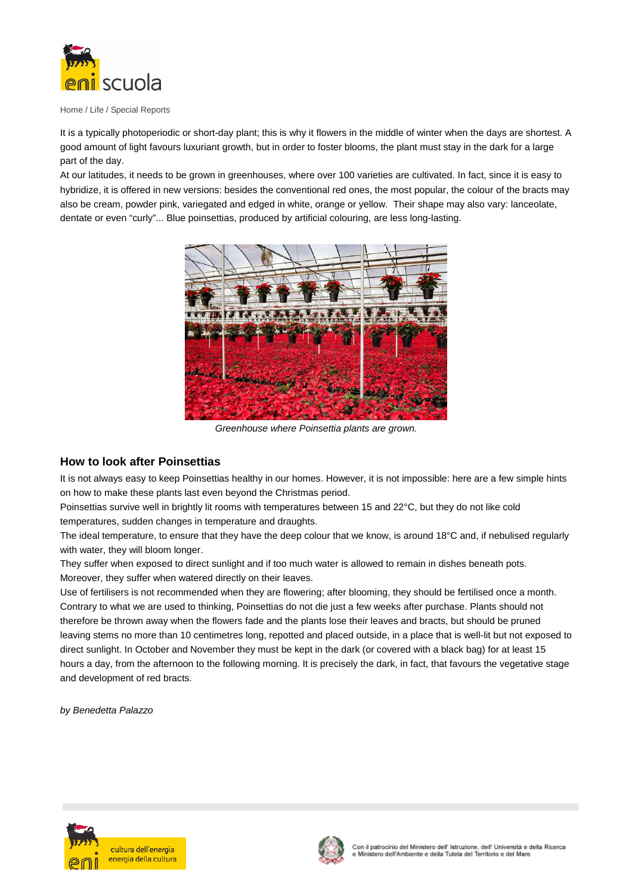It is a typically photoperiodic or short-day plant; this is why it flowers in the middle of winter when the days are shortest. A good amount of light favours luxuriant growth, but in order to foster blooms, the plant must stay in the dark for a large part of the day.

At our latitudes, it needs to be grown in greenhouses, where over 100 varieties are cultivated. In fact, since it is easy to hybridize, it is offered in new versions: besides the conventional red ones, the most popular, the colour of the bracts may also be cream, powder pink, variegated and edged in white, orange or yellow. Their shape may also vary: lanceolate, dentate or even "curly"... Blue poinsettias, produced by artificial colouring, are less long-lasting.

*Greenhouse where Poinsettia plants are grown.*

## How to look after Poinsettias

It is not always easy to keep Poinsettias healthy in our homes. However, it is not impossible: here are a few simple hints on how to make these plants last even beyond the Christmas period.

Poinsettias survive well in brightly lit rooms with temperatures between 15 and 22°C, but they do not like cold temperatures, sudden changes in temperature and draughts.

The ideal temperature, to ensure that they have the deep colour that we know, is around 18°C and, if nebulised regularly with water, they will bloom longer.

They suffer when exposed to direct sunlight and if too much water is allowed to remain in dishes beneath pots. Moreover, they suffer when watered directly on their leaves.

Use of fertilisers is not recommended when they are flowering; after blooming, they should be fertilised once a month. Contrary to what we are used to thinking, Poinsettias do not die just a few weeks after purchase. Plants should not therefore be thrown away when the flowers fade and the plants lose their leaves and bracts, but should be pruned leaving stems no more than 10 centimetres long, repotted and placed outside, in a place that is well-lit but not exposed to direct sunlight. In October and November they must be kept in the dark (or covered with a black bag) for at least 15 hours a day, from the afternoon to the following morning. It is precisely the dark, in fact, that favours the vegetative stage and development of red bracts.

*by Benedetta Palazzo*